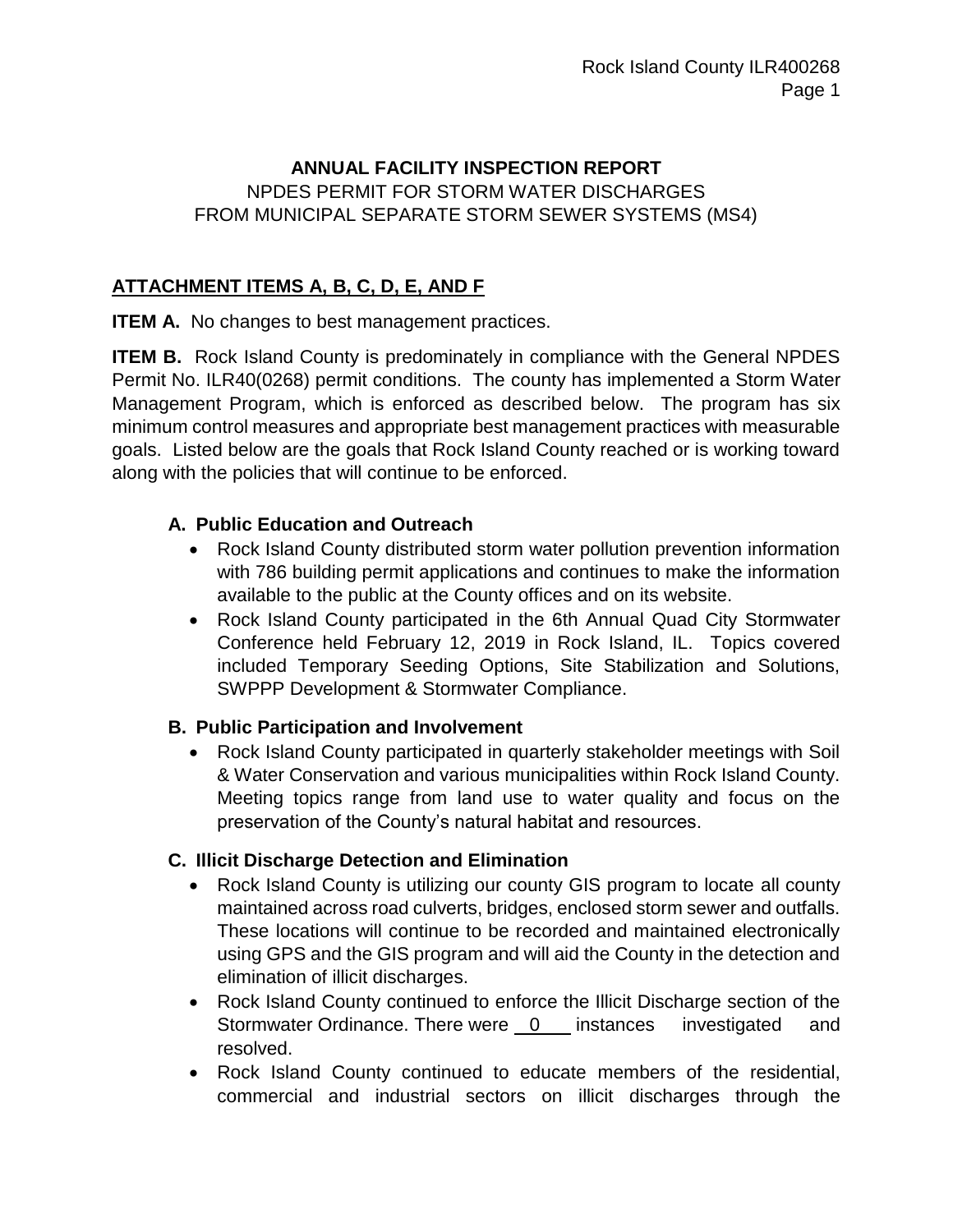# ANNUAL FACILITY INSPECTION REPORT

NPDES PERMIT FOR STORM WATER DISCHARGES
FROM MUNICIPAL SEPARATE STORM SEWER SYSTEMS (MS4)

## ATTACHMENT ITEMS A, B, C, D, E, AND F

**ITEM A.** No changes to best management practices.

**ITEM B.** Rock Island County is predominately in compliance with the General NPDES Permit No. ILR40(0268) permit conditions. The county has implemented a Storm Water Management Program, which is enforced as described below. The program has six minimum control measures and appropriate best management practices with measurable goals. Listed below are the goals that Rock Island County reached or is working toward along with the policies that will continue to be enforced.

### A. Public Education and Outreach

- Rock Island County distributed storm water pollution prevention information with 786 building permit applications and continues to make the information available to the public at the County offices and on its website.
- Rock Island County participated in the 6th Annual Quad City Stormwater Conference held February 12, 2019 in Rock Island, IL. Topics covered included Temporary Seeding Options, Site Stabilization and Solutions, SWPPP Development & Stormwater Compliance.

### B. Public Participation and Involvement

- Rock Island County participated in quarterly stakeholder meetings with Soil & Water Conservation and various municipalities within Rock Island County. Meeting topics range from land use to water quality and focus on the preservation of the County's natural habitat and resources.

### C. Illicit Discharge Detection and Elimination

- Rock Island County is utilizing our county GIS program to locate all county maintained across road culverts, bridges, enclosed storm sewer and outfalls. These locations will continue to be recorded and maintained electronically using GPS and the GIS program and will aid the County in the detection and elimination of illicit discharges.
- Rock Island County continued to enforce the Illicit Discharge section of the Stormwater Ordinance. There were 0 instances investigated and resolved.
- Rock Island County continued to educate members of the residential, commercial and industrial sectors on illicit discharges through the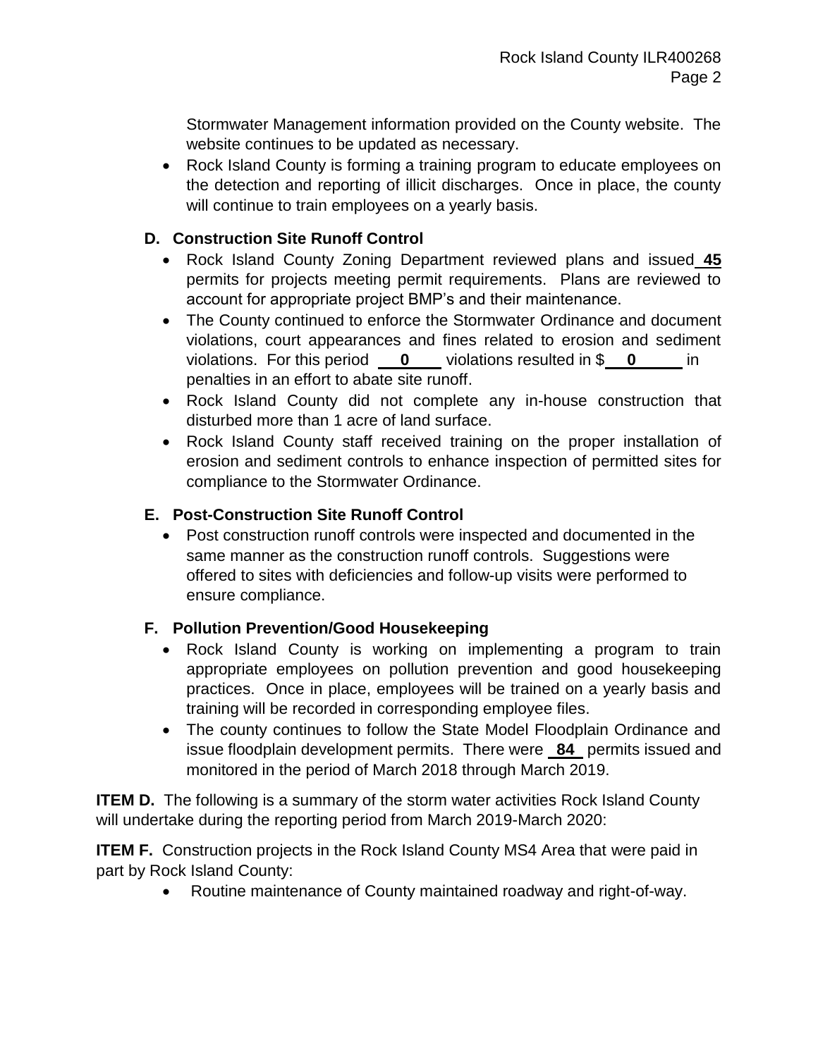Stormwater Management information provided on the County website. The website continues to be updated as necessary.

- Rock Island County is forming a training program to educate employees on the detection and reporting of illicit discharges. Once in place, the county will continue to train employees on a yearly basis.

### D. Construction Site Runoff Control

- Rock Island County Zoning Department reviewed plans and issued **45** permits for projects meeting permit requirements. Plans are reviewed to account for appropriate project BMP's and their maintenance.
- The County continued to enforce the Stormwater Ordinance and document violations, court appearances and fines related to erosion and sediment violations. For this period **0** violations resulted in $ **0** in penalties in an effort to abate site runoff.
- Rock Island County did not complete any in-house construction that disturbed more than 1 acre of land surface.
- Rock Island County staff received training on the proper installation of erosion and sediment controls to enhance inspection of permitted sites for compliance to the Stormwater Ordinance.

### E. Post-Construction Site Runoff Control

- Post construction runoff controls were inspected and documented in the same manner as the construction runoff controls. Suggestions were offered to sites with deficiencies and follow-up visits were performed to ensure compliance.

### F. Pollution Prevention/Good Housekeeping

- Rock Island County is working on implementing a program to train appropriate employees on pollution prevention and good housekeeping practices. Once in place, employees will be trained on a yearly basis and training will be recorded in corresponding employee files.
- The county continues to follow the State Model Floodplain Ordinance and issue floodplain development permits. There were **84** permits issued and monitored in the period of March 2018 through March 2019.

**ITEM D.** The following is a summary of the storm water activities Rock Island County will undertake during the reporting period from March 2019-March 2020:

**ITEM F.** Construction projects in the Rock Island County MS4 Area that were paid in part by Rock Island County:

- Routine maintenance of County maintained roadway and right-of-way.